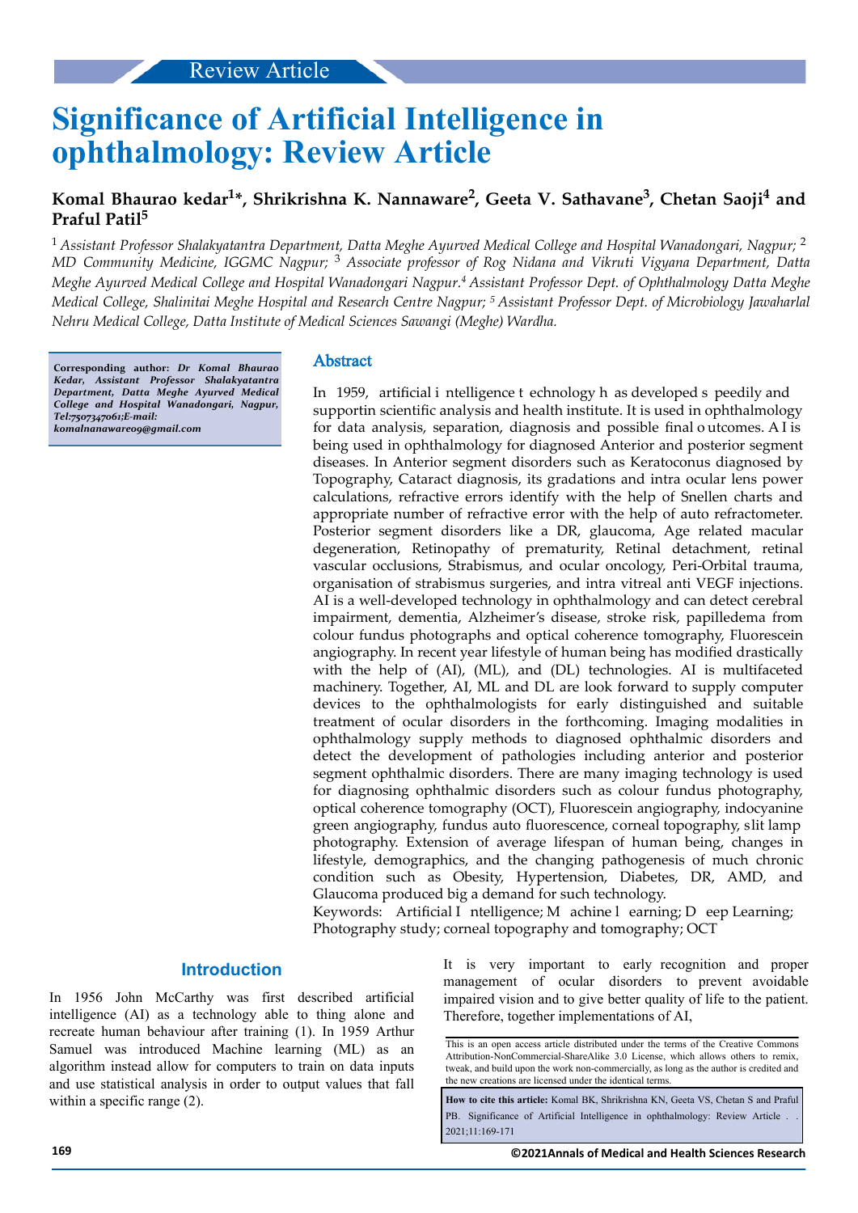Review Article

# Significance of Artificial Intelligence in ophthalmology: Review Article

**Komal Bhaurao kedar[1]*, Shrikrishna K. Nannaware[2], Geeta V. Sathavane[3], Chetan Saoji[4] and Praful Patil[5]**

[1] *Assistant Professor Shalakyatantra Department, Datta Meghe Ayurved Medical College and Hospital Wanadongari, Nagpur;* [2] *MD Community Medicine, IGGMC Nagpur;* [3] *Associate professor of Rog Nidana and Vikruti Vigyana Department, Datta Meghe Ayurved Medical College and Hospital Wanadongari Nagpur.*[4] *Assistant Professor Dept. of Ophthalmology Datta Meghe Medical College, Shalinitai Meghe Hospital and Research Centre Nagpur;* [5] *Assistant Professor Dept. of Microbiology Jawaharlal Nehru Medical College, Datta Institute of Medical Sciences Sawangi (Meghe) Wardha.*

**Corresponding author:** ***Dr Komal Bhaurao Kedar, Assistant Professor Shalakyatantra Department, Datta Meghe Ayurved Medical College and Hospital Wanadongari, Nagpur, Tel:7507347061;E-mail: komalnanaware09@gmail.com***

## Abstract

In 1959, artificial intelligence technology has developed speedily and supportin scientific analysis and health institute. It is used in ophthalmology for data analysis, separation, diagnosis and possible final outcomes. AI is being used in ophthalmology for diagnosed Anterior and posterior segment diseases. In Anterior segment disorders such as Keratoconus diagnosed by Topography, Cataract diagnosis, its gradations and intra ocular lens power calculations, refractive errors identify with the help of Snellen charts and appropriate number of refractive error with the help of auto refractometer. Posterior segment disorders like a DR, glaucoma, Age related macular degeneration, Retinopathy of prematurity, Retinal detachment, retinal vascular occlusions, Strabismus, and ocular oncology, Peri-Orbital trauma, organisation of strabismus surgeries, and intra vitreal anti VEGF injections. AI is a well-developed technology in ophthalmology and can detect cerebral impairment, dementia, Alzheimer's disease, stroke risk, papilledema from colour fundus photographs and optical coherence tomography, Fluorescein angiography. In recent year lifestyle of human being has modified drastically with the help of (AI), (ML), and (DL) technologies. AI is multifaceted machinery. Together, AI, ML and DL are look forward to supply computer devices to the ophthalmologists for early distinguished and suitable treatment of ocular disorders in the forthcoming. Imaging modalities in ophthalmology supply methods to diagnosed ophthalmic disorders and detect the development of pathologies including anterior and posterior segment ophthalmic disorders. There are many imaging technology is used for diagnosing ophthalmic disorders such as colour fundus photography, optical coherence tomography (OCT), Fluorescein angiography, indocyanine green angiography, fundus auto fluorescence, corneal topography, slit lamp photography. Extension of average lifespan of human being, changes in lifestyle, demographics, and the changing pathogenesis of much chronic condition such as Obesity, Hypertension, Diabetes, DR, AMD, and Glaucoma produced big a demand for such technology.

Keywords: Artificial Intelligence; Machine learning; Deep Learning; Photography study; corneal topography and tomography; OCT

## Introduction

In 1956 John McCarthy was first described artificial intelligence (AI) as a technology able to thing alone and recreate human behaviour after training (1). In 1959 Arthur Samuel was introduced Machine learning (ML) as an algorithm instead allow for computers to train on data inputs and use statistical analysis in order to output values that fall within a specific range (2).

It is very important to early recognition and proper management of ocular disorders to prevent avoidable impaired vision and to give better quality of life to the patient. Therefore, together implementations of AI,

This is an open access article distributed under the terms of the Creative Commons Attribution-NonCommercial-ShareAlike 3.0 License, which allows others to remix, tweak, and build upon the work non-commercially, as long as the author is credited and the new creations are licensed under the identical terms.

**How to cite this article:** Komal BK, Shrikrishna KN, Geeta VS, Chetan S and Praful PB. Significance of Artificial Intelligence in ophthalmology: Review Article . . 2021;11:169-171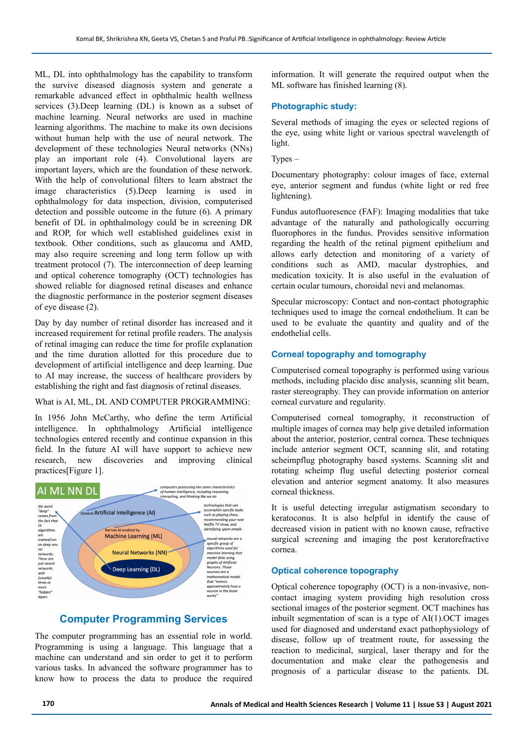ML, DL into ophthalmology has the capability to transform the survive diseased diagnosis system and generate a remarkable advanced effect in ophthalmic health wellness services (3).Deep learning (DL) is known as a subset of machine learning. Neural networks are used in machine learning algorithms. The machine to make its own decisions without human help with the use of neural network. The development of these technologies Neural networks (NNs) play an important role (4). Convolutional layers are important layers, which are the foundation of these network. With the help of convolutional filters to learn abstract the image characteristics (5).Deep learning is used in ophthalmology for data inspection, division, computerised detection and possible outcome in the future (6). A primary benefit of DL in ophthalmology could be in screening DR and ROP, for which well established guidelines exist in textbook. Other conditions, such as glaucoma and AMD, may also require screening and long term follow up with treatment protocol (7). The interconnection of deep learning and optical coherence tomography (OCT) technologies has showed reliable for diagnosed retinal diseases and enhance the diagnostic performance in the posterior segment diseases of eye disease (2).

Day by day number of retinal disorder has increased and it increased requirement for retinal profile readers. The analysis of retinal imaging can reduce the time for profile explanation and the time duration allotted for this procedure due to development of artificial intelligence and deep learning. Due to AI may increase, the success of healthcare providers by establishing the right and fast diagnosis of retinal diseases.

What is AI, ML, DL AND COMPUTER PROGRAMMING:

In 1956 John McCarthy, who define the term Artificial intelligence. In ophthalmology Artificial intelligence technologies entered recently and continue expansion in this field. In the future AI will have support to achieve new research, new discoveries and improving clinical practices[Figure 1].

## Computer Programming Services

The computer programming has an essential role in world. Programming is using a language. This language that a machine can understand and sin order to get it to perform various tasks. In advanced the software programmer has to know how to process the data to produce the required information. It will generate the required output when the ML software has finished learning (8).

## Photographic study:

Several methods of imaging the eyes or selected regions of the eye, using white light or various spectral wavelength of light.

Types –

Documentary photography: colour images of face, external eye, anterior segment and fundus (white light or red free lightening).

Fundus autofluoresence (FAF): Imaging modalities that take advantage of the naturally and pathologically occurring fluorophores in the fundus. Provides sensitive information regarding the health of the retinal pigment epithelium and allows early detection and monitoring of a variety of conditions such as AMD, macular dystrophies, and medication toxicity. It is also useful in the evaluation of certain ocular tumours, choroidal nevi and melanomas.

Specular microscopy: Contact and non-contact photographic techniques used to image the corneal endothelium. It can be used to be evaluate the quantity and quality and of the endothelial cells.

## Corneal topography and tomography

Computerised corneal topography is performed using various methods, including placido disc analysis, scanning slit beam, raster stereography. They can provide information on anterior corneal curvature and regularity.

Computerised corneal tomography, it reconstruction of multiple images of cornea may help give detailed information about the anterior, posterior, central cornea. These techniques include anterior segment OCT, scanning slit, and rotating scheimpflug photography based systems. Scanning slit and rotating scheimp flug useful detecting posterior corneal elevation and anterior segment anatomy. It also measures corneal thickness.

It is useful detecting irregular astigmatism secondary to keratoconus. It is also helpful in identify the cause of decreased vision in patient with no known cause, refractive surgical screening and imaging the post keratorefractive cornea.

## Optical coherence topography

Optical coherence topography (OCT) is a non-invasive, non-contact imaging system providing high resolution cross sectional images of the posterior segment. OCT machines has inbuilt segmentation of scan is a type of AI(1).OCT images used for diagnosed and understand exact pathophysiology of disease, follow up of treatment route, for assessing the reaction to medicinal, surgical, laser therapy and for the documentation and make clear the pathogenesis and prognosis of a particular disease to the patients. DL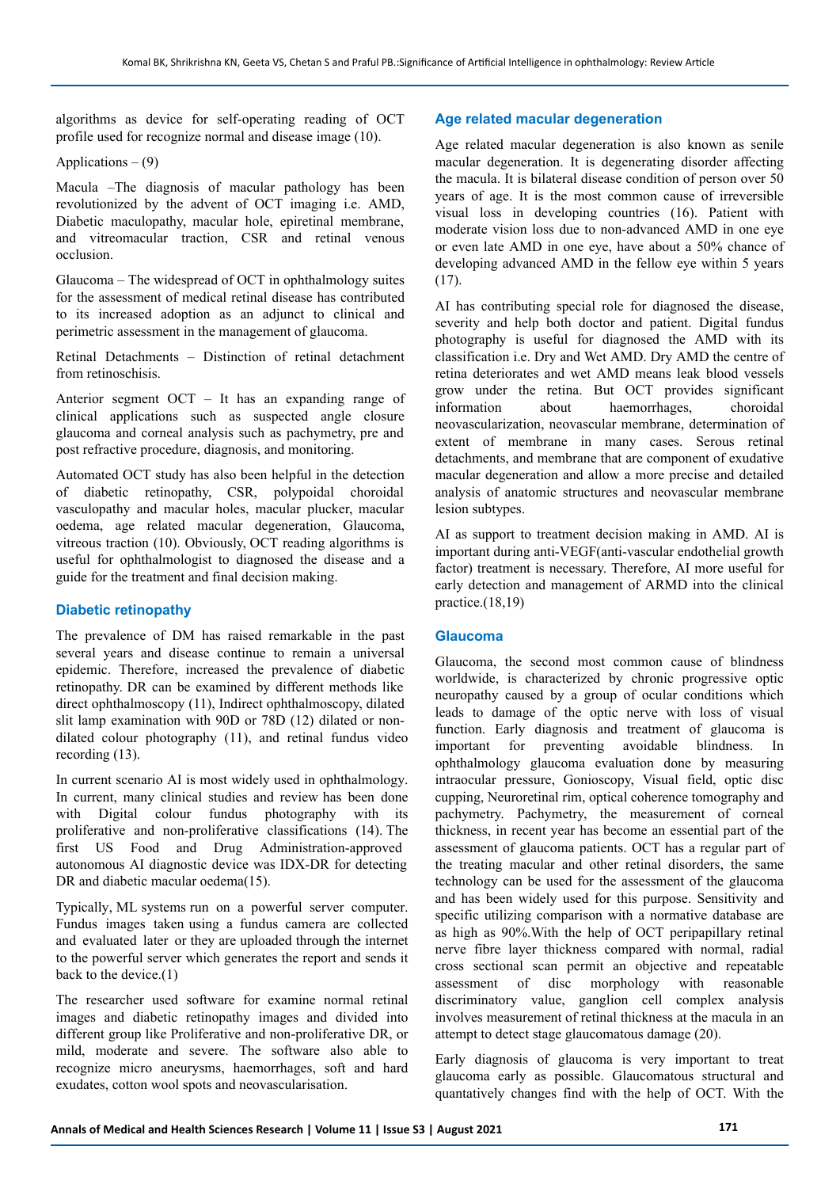algorithms as device for self-operating reading of OCT profile used for recognize normal and disease image (10).

Applications – (9)

Macula –The diagnosis of macular pathology has been revolutionized by the advent of OCT imaging i.e. AMD, Diabetic maculopathy, macular hole, epiretinal membrane, and vitreomacular traction, CSR and retinal venous occlusion.

Glaucoma – The widespread of OCT in ophthalmology suites for the assessment of medical retinal disease has contributed to its increased adoption as an adjunct to clinical and perimetric assessment in the management of glaucoma.

Retinal Detachments – Distinction of retinal detachment from retinoschisis.

Anterior segment OCT – It has an expanding range of clinical applications such as suspected angle closure glaucoma and corneal analysis such as pachymetry, pre and post refractive procedure, diagnosis, and monitoring.

Automated OCT study has also been helpful in the detection of diabetic retinopathy, CSR, polypoidal choroidal vasculopathy and macular holes, macular plucker, macular oedema, age related macular degeneration, Glaucoma, vitreous traction (10). Obviously, OCT reading algorithms is useful for ophthalmologist to diagnosed the disease and a guide for the treatment and final decision making.

## Diabetic retinopathy

The prevalence of DM has raised remarkable in the past several years and disease continue to remain a universal epidemic. Therefore, increased the prevalence of diabetic retinopathy. DR can be examined by different methods like direct ophthalmoscopy (11), Indirect ophthalmoscopy, dilated slit lamp examination with 90D or 78D (12) dilated or non-dilated colour photography (11), and retinal fundus video recording (13).

In current scenario AI is most widely used in ophthalmology. In current, many clinical studies and review has been done with Digital colour fundus photography with its proliferative and non-proliferative classifications (14). The first US Food and Drug Administration-approved autonomous AI diagnostic device was IDX-DR for detecting DR and diabetic macular oedema(15).

Typically, ML systems run on a powerful server computer. Fundus images taken using a fundus camera are collected and evaluated later or they are uploaded through the internet to the powerful server which generates the report and sends it back to the device.(1)

The researcher used software for examine normal retinal images and diabetic retinopathy images and divided into different group like Proliferative and non-proliferative DR, or mild, moderate and severe. The software also able to recognize micro aneurysms, haemorrhages, soft and hard exudates, cotton wool spots and neovascularisation.

## Age related macular degeneration

Age related macular degeneration is also known as senile macular degeneration. It is degenerating disorder affecting the macula. It is bilateral disease condition of person over 50 years of age. It is the most common cause of irreversible visual loss in developing countries (16). Patient with moderate vision loss due to non-advanced AMD in one eye or even late AMD in one eye, have about a 50% chance of developing advanced AMD in the fellow eye within 5 years (17).

AI has contributing special role for diagnosed the disease, severity and help both doctor and patient. Digital fundus photography is useful for diagnosed the AMD with its classification i.e. Dry and Wet AMD. Dry AMD the centre of retina deteriorates and wet AMD means leak blood vessels grow under the retina. But OCT provides significant information about haemorrhages, choroidal neovascularization, neovascular membrane, determination of extent of membrane in many cases. Serous retinal detachments, and membrane that are component of exudative macular degeneration and allow a more precise and detailed analysis of anatomic structures and neovascular membrane lesion subtypes.

AI as support to treatment decision making in AMD. AI is important during anti-VEGF(anti-vascular endothelial growth factor) treatment is necessary. Therefore, AI more useful for early detection and management of ARMD into the clinical practice.(18,19)

## Glaucoma

Glaucoma, the second most common cause of blindness worldwide, is characterized by chronic progressive optic neuropathy caused by a group of ocular conditions which leads to damage of the optic nerve with loss of visual function. Early diagnosis and treatment of glaucoma is important for preventing avoidable blindness. In ophthalmology glaucoma evaluation done by measuring intraocular pressure, Gonioscopy, Visual field, optic disc cupping, Neuroretinal rim, optical coherence tomography and pachymetry. Pachymetry, the measurement of corneal thickness, in recent year has become an essential part of the assessment of glaucoma patients. OCT has a regular part of the treating macular and other retinal disorders, the same technology can be used for the assessment of the glaucoma and has been widely used for this purpose. Sensitivity and specific utilizing comparison with a normative database are as high as 90%.With the help of OCT peripapillary retinal nerve fibre layer thickness compared with normal, radial cross sectional scan permit an objective and repeatable assessment of disc morphology with reasonable discriminatory value, ganglion cell complex analysis involves measurement of retinal thickness at the macula in an attempt to detect stage glaucomatous damage (20).

Early diagnosis of glaucoma is very important to treat glaucoma early as possible. Glaucomatous structural and quantatively changes find with the help of OCT. With the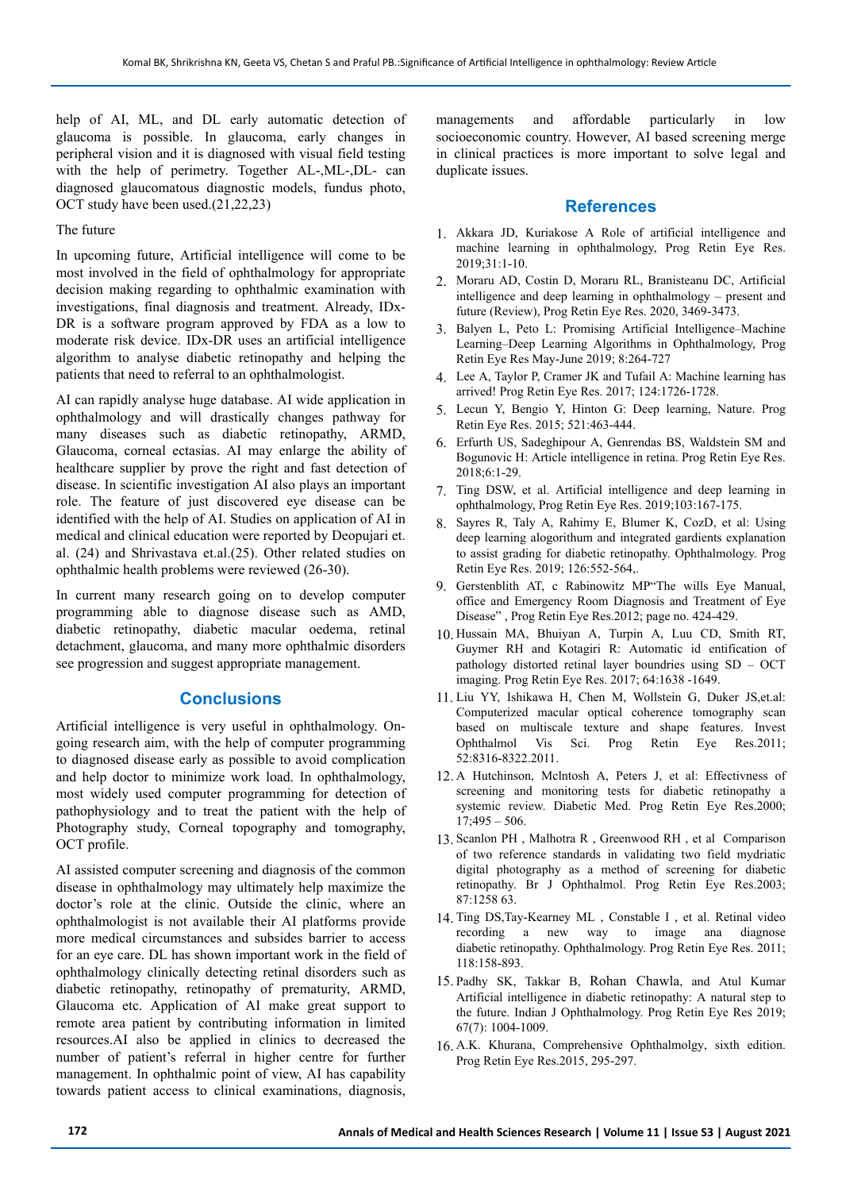help of AI, ML, and DL early automatic detection of glaucoma is possible. In glaucoma, early changes in peripheral vision and it is diagnosed with visual field testing with the help of perimetry. Together AL-,ML-,DL- can diagnosed glaucomatous diagnostic models, fundus photo, OCT study have been used.(21,22,23)

The future

In upcoming future, Artificial intelligence will come to be most involved in the field of ophthalmology for appropriate decision making regarding to ophthalmic examination with investigations, final diagnosis and treatment. Already, IDx-DR is a software program approved by FDA as a low to moderate risk device. IDx-DR uses an artificial intelligence algorithm to analyse diabetic retinopathy and helping the patients that need to referral to an ophthalmologist.

AI can rapidly analyse huge database. AI wide application in ophthalmology and will drastically changes pathway for many diseases such as diabetic retinopathy, ARMD, Glaucoma, corneal ectasias. AI may enlarge the ability of healthcare supplier by prove the right and fast detection of disease. In scientific investigation AI also plays an important role. The feature of just discovered eye disease can be identified with the help of AI. Studies on application of AI in medical and clinical education were reported by Deopujari et. al. (24) and Shrivastava et.al.(25). Other related studies on ophthalmic health problems were reviewed (26-30).

In current many research going on to develop computer programming able to diagnose disease such as AMD, diabetic retinopathy, diabetic macular oedema, retinal detachment, glaucoma, and many more ophthalmic disorders see progression and suggest appropriate management.

## Conclusions

Artificial intelligence is very useful in ophthalmology. On-going research aim, with the help of computer programming to diagnosed disease early as possible to avoid complication and help doctor to minimize work load. In ophthalmology, most widely used computer programming for detection of pathophysiology and to treat the patient with the help of Photography study, Corneal topography and tomography, OCT profile.

AI assisted computer screening and diagnosis of the common disease in ophthalmology may ultimately help maximize the doctor's role at the clinic. Outside the clinic, where an ophthalmologist is not available their AI platforms provide more medical circumstances and subsides barrier to access for an eye care. DL has shown important work in the field of ophthalmology clinically detecting retinal disorders such as diabetic retinopathy, retinopathy of prematurity, ARMD, Glaucoma etc. Application of AI make great support to remote area patient by contributing information in limited resources.AI also be applied in clinics to decreased the number of patient's referral in higher centre for further management. In ophthalmic point of view, AI has capability towards patient access to clinical examinations, diagnosis, managements and affordable particularly in low socioeconomic country. However, AI based screening merge in clinical practices is more important to solve legal and duplicate issues.

## References

1. Akkara JD, Kuriakose A Role of artificial intelligence and machine learning in ophthalmology, Prog Retin Eye Res. 2019;31:1-10.
2. Moraru AD, Costin D, Moraru RL, Branisteanu DC, Artificial intelligence and deep learning in ophthalmology – present and future (Review), Prog Retin Eye Res. 2020, 3469-3473.
3. Balyen L, Peto L: Promising Artificial Intelligence–Machine Learning–Deep Learning Algorithms in Ophthalmology, Prog Retin Eye Res May-June 2019; 8:264-727
4. Lee A, Taylor P, Cramer JK and Tufail A: Machine learning has arrived! Prog Retin Eye Res. 2017; 124:1726-1728.
5. Lecun Y, Bengio Y, Hinton G: Deep learning, Nature. Prog Retin Eye Res. 2015; 521:463-444.
6. Erfurth US, Sadeghipour A, Genrendas BS, Waldstein SM and Bogunovic H: Article intelligence in retina. Prog Retin Eye Res. 2018;6:1-29.
7. Ting DSW, et al. Artificial intelligence and deep learning in ophthalmology, Prog Retin Eye Res. 2019;103:167-175.
8. Sayres R, Taly A, Rahimy E, Blumer K, CozD, et al: Using deep learning alogorithum and integrated gardients explanation to assist grading for diabetic retinopathy. Ophthalmology. Prog Retin Eye Res. 2019; 126:552-564,.
9. Gerstenblith AT, c Rabinowitz MP"The wills Eye Manual, office and Emergency Room Diagnosis and Treatment of Eye Disease" , Prog Retin Eye Res.2012; page no. 424-429.
10. Hussain MA, Bhuiyan A, Turpin A, Luu CD, Smith RT, Guymer RH and Kotagiri R: Automatic id entification of pathology distorted retinal layer boundries using SD – OCT imaging. Prog Retin Eye Res. 2017; 64:1638 -1649.
11. Liu YY, Ishikawa H, Chen M, Wollstein G, Duker JS,et.al: Computerized macular optical coherence tomography scan based on multiscale texture and shape features. Invest Ophthalmol Vis Sci. Prog Retin Eye Res.2011; 52:8316-8322.2011.
12. A Hutchinson, Mclntosh A, Peters J, et al: Effectivness of screening and monitoring tests for diabetic retinopathy a systemic review. Diabetic Med. Prog Retin Eye Res.2000; 17;495 – 506.
13. Scanlon PH , Malhotra R , Greenwood RH , et al Comparison of two reference standards in validating two field mydriatic digital photography as a method of screening for diabetic retinopathy. Br J Ophthalmol. Prog Retin Eye Res.2003; 87:1258 63.
14. Ting DS,Tay-Kearney ML , Constable I , et al. Retinal video recording a new way to image ana diagnose diabetic retinopathy. Ophthalmology. Prog Retin Eye Res. 2011; 118:158-893.
15. Padhy SK, Takkar B, Rohan Chawla, and Atul Kumar Artificial intelligence in diabetic retinopathy: A natural step to the future. Indian J Ophthalmology. Prog Retin Eye Res 2019; 67(7): 1004-1009.
16. A.K. Khurana, Comprehensive Ophthalmolgy, sixth edition. Prog Retin Eye Res.2015, 295-297.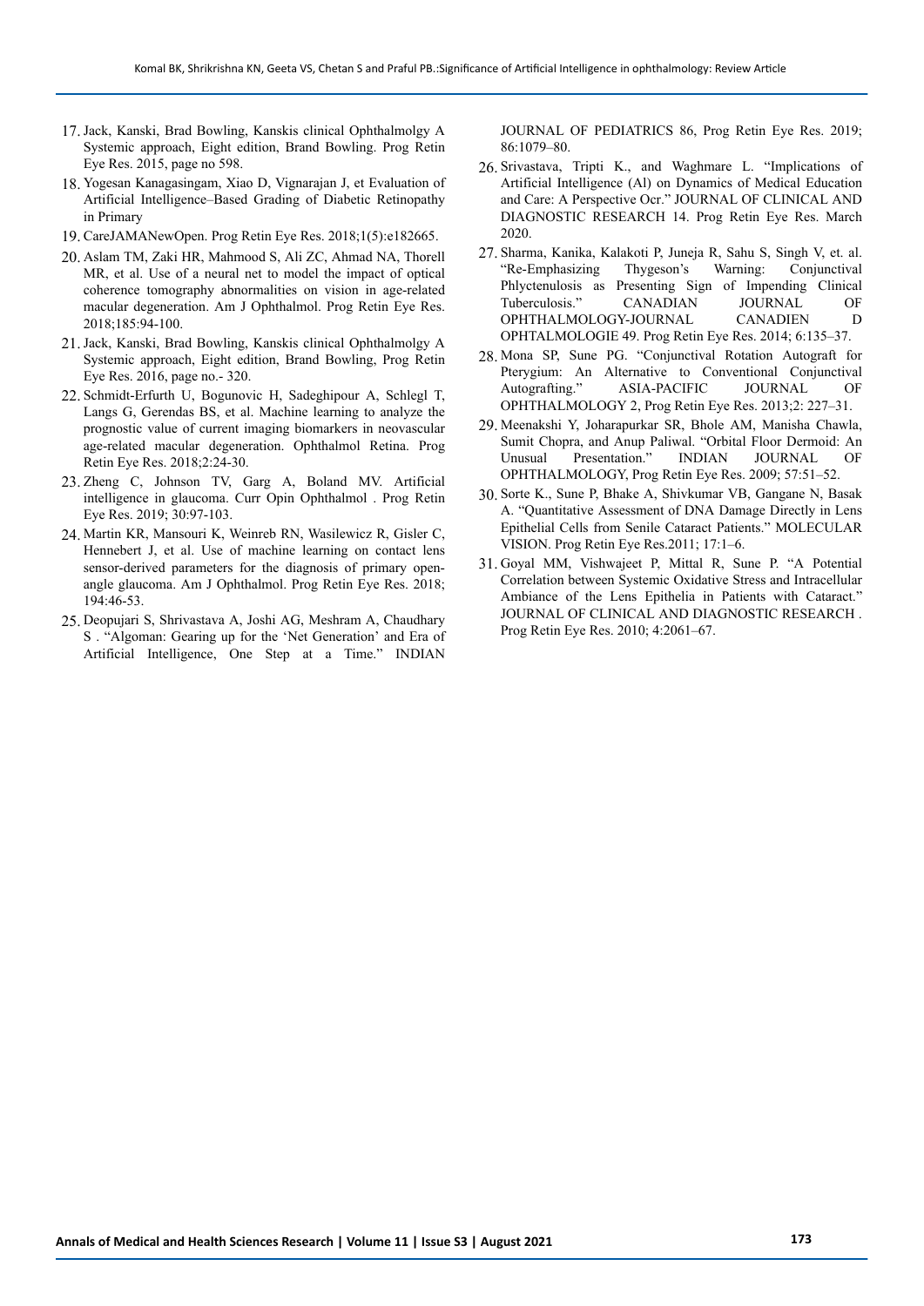17. Jack, Kanski, Brad Bowling, Kanskis clinical Ophthalmolgy A Systemic approach, Eight edition, Brand Bowling. Prog Retin Eye Res. 2015, page no 598.
18. Yogesan Kanagasingam, Xiao D, Vignarajan J, et Evaluation of Artificial Intelligence–Based Grading of Diabetic Retinopathy in Primary
19. CareJAMANewOpen. Prog Retin Eye Res. 2018;1(5):e182665.
20. Aslam TM, Zaki HR, Mahmood S, Ali ZC, Ahmad NA, Thorell MR, et al. Use of a neural net to model the impact of optical coherence tomography abnormalities on vision in age-related macular degeneration. Am J Ophthalmol. Prog Retin Eye Res. 2018;185:94-100.
21. Jack, Kanski, Brad Bowling, Kanskis clinical Ophthalmolgy A Systemic approach, Eight edition, Brand Bowling, Prog Retin Eye Res. 2016, page no.- 320.
22. Schmidt-Erfurth U, Bogunovic H, Sadeghipour A, Schlegl T, Langs G, Gerendas BS, et al. Machine learning to analyze the prognostic value of current imaging biomarkers in neovascular age-related macular degeneration. Ophthalmol Retina. Prog Retin Eye Res. 2018;2:24-30.
23. Zheng C, Johnson TV, Garg A, Boland MV. Artificial intelligence in glaucoma. Curr Opin Ophthalmol . Prog Retin Eye Res. 2019; 30:97-103.
24. Martin KR, Mansouri K, Weinreb RN, Wasilewicz R, Gisler C, Hennebert J, et al. Use of machine learning on contact lens sensor-derived parameters for the diagnosis of primary open-angle glaucoma. Am J Ophthalmol. Prog Retin Eye Res. 2018; 194:46-53.
25. Deopujari S, Shrivastava A, Joshi AG, Meshram A, Chaudhary S . "Algoman: Gearing up for the 'Net Generation' and Era of Artificial Intelligence, One Step at a Time." INDIAN JOURNAL OF PEDIATRICS 86, Prog Retin Eye Res. 2019; 86:1079–80.
26. Srivastava, Tripti K., and Waghmare L. "Implications of Artificial Intelligence (Al) on Dynamics of Medical Education and Care: A Perspective Ocr." JOURNAL OF CLINICAL AND DIAGNOSTIC RESEARCH 14. Prog Retin Eye Res. March 2020.
27. Sharma, Kanika, Kalakoti P, Juneja R, Sahu S, Singh V, et. al. "Re-Emphasizing Thygeson's Warning: Conjunctival Phlyctenulosis as Presenting Sign of Impending Clinical Tuberculosis." CANADIAN JOURNAL OF OPHTHALMOLOGY-JOURNAL CANADIEN D OPHTALMOLOGIE 49. Prog Retin Eye Res. 2014; 6:135–37.
28. Mona SP, Sune PG. "Conjunctival Rotation Autograft for Pterygium: An Alternative to Conventional Conjunctival Autografting." ASIA-PACIFIC JOURNAL OF OPHTHALMOLOGY 2, Prog Retin Eye Res. 2013;2: 227–31.
29. Meenakshi Y, Joharapurkar SR, Bhole AM, Manisha Chawla, Sumit Chopra, and Anup Paliwal. "Orbital Floor Dermoid: An Unusual Presentation." INDIAN JOURNAL OF OPHTHALMOLOGY, Prog Retin Eye Res. 2009; 57:51–52.
30. Sorte K., Sune P, Bhake A, Shivkumar VB, Gangane N, Basak A. "Quantitative Assessment of DNA Damage Directly in Lens Epithelial Cells from Senile Cataract Patients." MOLECULAR VISION. Prog Retin Eye Res.2011; 17:1–6.
31. Goyal MM, Vishwajeet P, Mittal R, Sune P. "A Potential Correlation between Systemic Oxidative Stress and Intracellular Ambiance of the Lens Epithelia in Patients with Cataract." JOURNAL OF CLINICAL AND DIAGNOSTIC RESEARCH . Prog Retin Eye Res. 2010; 4:2061–67.